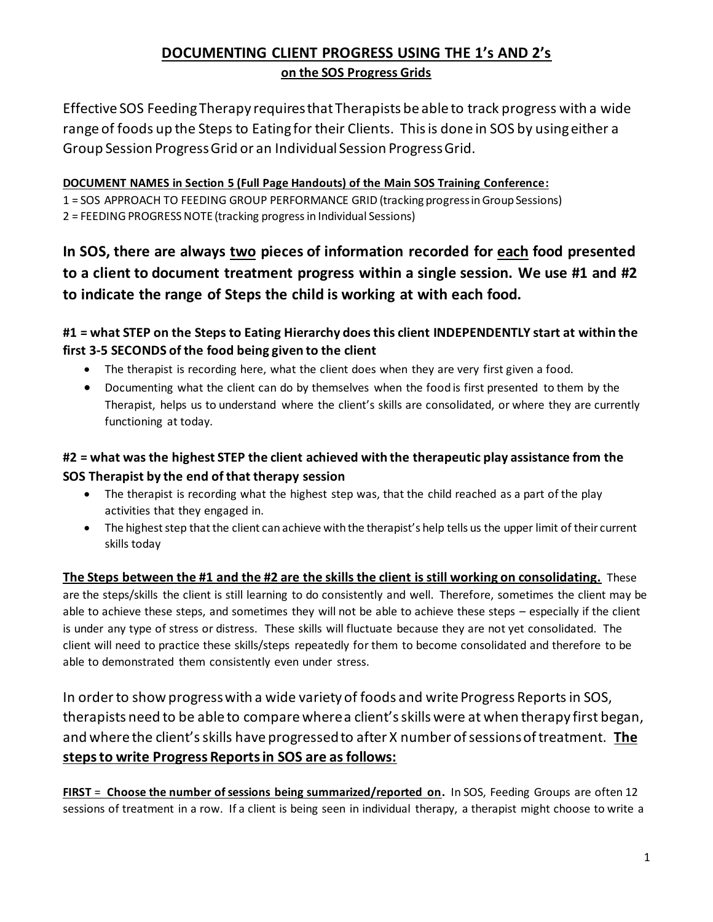# DOCUMENTING CLIENT PROGRESS USING THE 1's AND 2's
## on the SOS Progress Grids

Effective SOS Feeding Therapy requires that Therapists be able to track progress with a wide range of foods up the Steps to Eating for their Clients. This is done in SOS by using either a Group Session Progress Grid or an Individual Session Progress Grid.

**DOCUMENT NAMES in Section 5 (Full Page Handouts) of the Main SOS Training Conference:**
1 = SOS APPROACH TO FEEDING GROUP PERFORMANCE GRID (tracking progress in Group Sessions)
2 = FEEDING PROGRESS NOTE (tracking progress in Individual Sessions)

**In SOS, there are always two pieces of information recorded for each food presented to a client to document treatment progress within a single session. We use #1 and #2 to indicate the range of Steps the child is working at with each food.**

**#1 = what STEP on the Steps to Eating Hierarchy does this client INDEPENDENTLY start at within the first 3-5 SECONDS of the food being given to the client**

- The therapist is recording here, what the client does when they are very first given a food.
- Documenting what the client can do by themselves when the food is first presented to them by the Therapist, helps us to understand where the client's skills are consolidated, or where they are currently functioning at today.

**#2 = what was the highest STEP the client achieved with the therapeutic play assistance from the SOS Therapist by the end of that therapy session**

- The therapist is recording what the highest step was, that the child reached as a part of the play activities that they engaged in.
- The highest step that the client can achieve with the therapist's help tells us the upper limit of their current skills today

**The Steps between the #1 and the #2 are the skills the client is still working on consolidating.** These are the steps/skills the client is still learning to do consistently and well. Therefore, sometimes the client may be able to achieve these steps, and sometimes they will not be able to achieve these steps – especially if the client is under any type of stress or distress. These skills will fluctuate because they are not yet consolidated. The client will need to practice these skills/steps repeatedly for them to become consolidated and therefore to be able to demonstrated them consistently even under stress.

In order to show progress with a wide variety of foods and write Progress Reports in SOS, therapists need to be able to compare where a client's skills were at when therapy first began, and where the client's skills have progressed to after X number of sessions of treatment. **The steps to write Progress Reports in SOS are as follows:**

**FIRST = Choose the number of sessions being summarized/reported on.** In SOS, Feeding Groups are often 12 sessions of treatment in a row. If a client is being seen in individual therapy, a therapist might choose to write a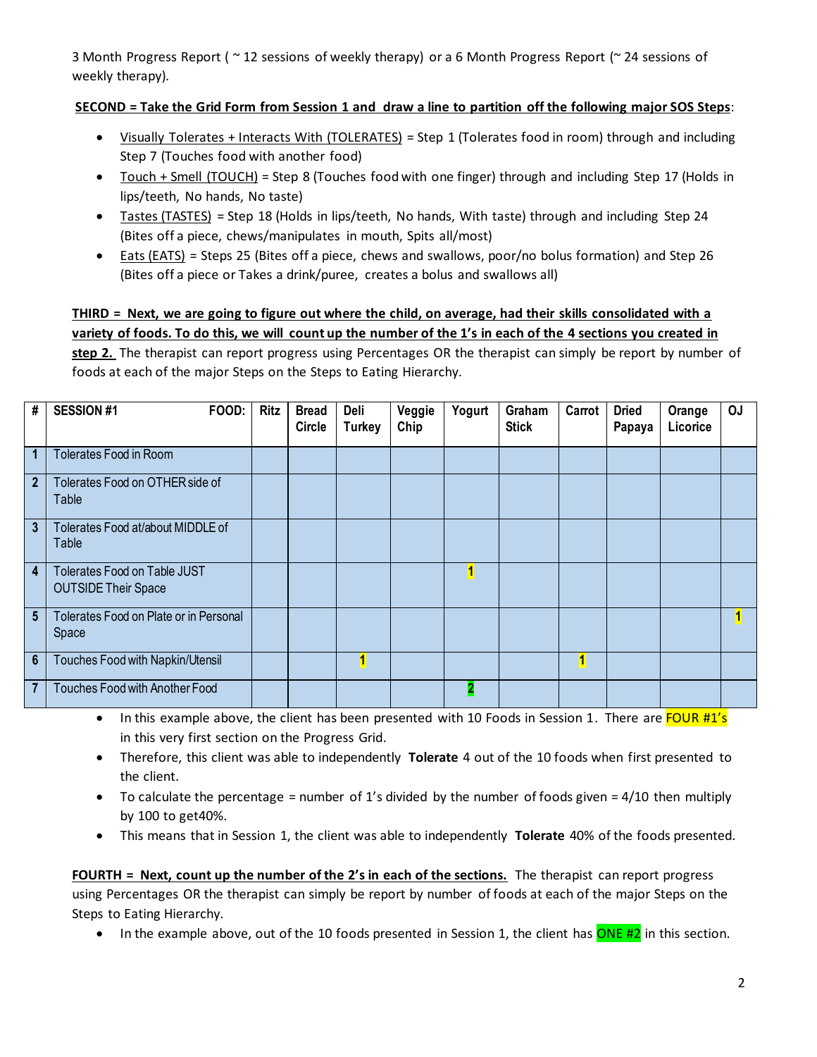3 Month Progress Report ( ~ 12 sessions of weekly therapy) or a 6 Month Progress Report (~ 24 sessions of weekly therapy).

**<u>SECOND = Take the Grid Form from Session 1 and draw a line to partition off the following major SOS Steps</u>**:

- <u>Visually Tolerates + Interacts With (TOLERATES)</u> = Step 1 (Tolerates food in room) through and including Step 7 (Touches food with another food)
- <u>Touch + Smell (TOUCH)</u> = Step 8 (Touches food with one finger) through and including Step 17 (Holds in lips/teeth, No hands, No taste)
- <u>Tastes (TASTES)</u> = Step 18 (Holds in lips/teeth, No hands, With taste) through and including Step 24 (Bites off a piece, chews/manipulates in mouth, Spits all/most)
- <u>Eats (EATS)</u> = Steps 25 (Bites off a piece, chews and swallows, poor/no bolus formation) and Step 26 (Bites off a piece or Takes a drink/puree, creates a bolus and swallows all)

**<u>THIRD = Next, we are going to figure out where the child, on average, had their skills consolidated with a variety of foods. To do this, we will count up the number of the 1's in each of the 4 sections you created in step 2.</u>** The therapist can report progress using Percentages OR the therapist can simply be report by number of foods at each of the major Steps on the Steps to Eating Hierarchy.

| # | SESSION #1 FOOD: | Ritz | Bread Circle | Deli Turkey | Veggie Chip | Yogurt | Graham Stick | Carrot | Dried Papaya | Orange Licorice | OJ |
|---|---|---|---|---|---|---|---|---|---|---|---|
| 1 | Tolerates Food in Room | | | | | | | | | | |
| 2 | Tolerates Food on OTHER side of Table | | | | | | | | | | |
| 3 | Tolerates Food at/about MIDDLE of Table | | | | | | | | | | |
| 4 | Tolerates Food on Table JUST OUTSIDE Their Space | | | | | 1 | | | | | |
| 5 | Tolerates Food on Plate or in Personal Space | | | | | | | | | | 1 |
| 6 | Touches Food with Napkin/Utensil | | | 1 | | | | 1 | | | |
| 7 | Touches Food with Another Food | | | | | 2 | | | | | |

- In this example above, the client has been presented with 10 Foods in Session 1. There are FOUR #1's in this very first section on the Progress Grid.
- Therefore, this client was able to independently **Tolerate** 4 out of the 10 foods when first presented to the client.
- To calculate the percentage = number of 1's divided by the number of foods given = 4/10 then multiply by 100 to get40%.
- This means that in Session 1, the client was able to independently **Tolerate** 40% of the foods presented.

**<u>FOURTH = Next, count up the number of the 2's in each of the sections.</u>** The therapist can report progress using Percentages OR the therapist can simply be report by number of foods at each of the major Steps on the Steps to Eating Hierarchy.

- In the example above, out of the 10 foods presented in Session 1, the client has ONE #2 in this section.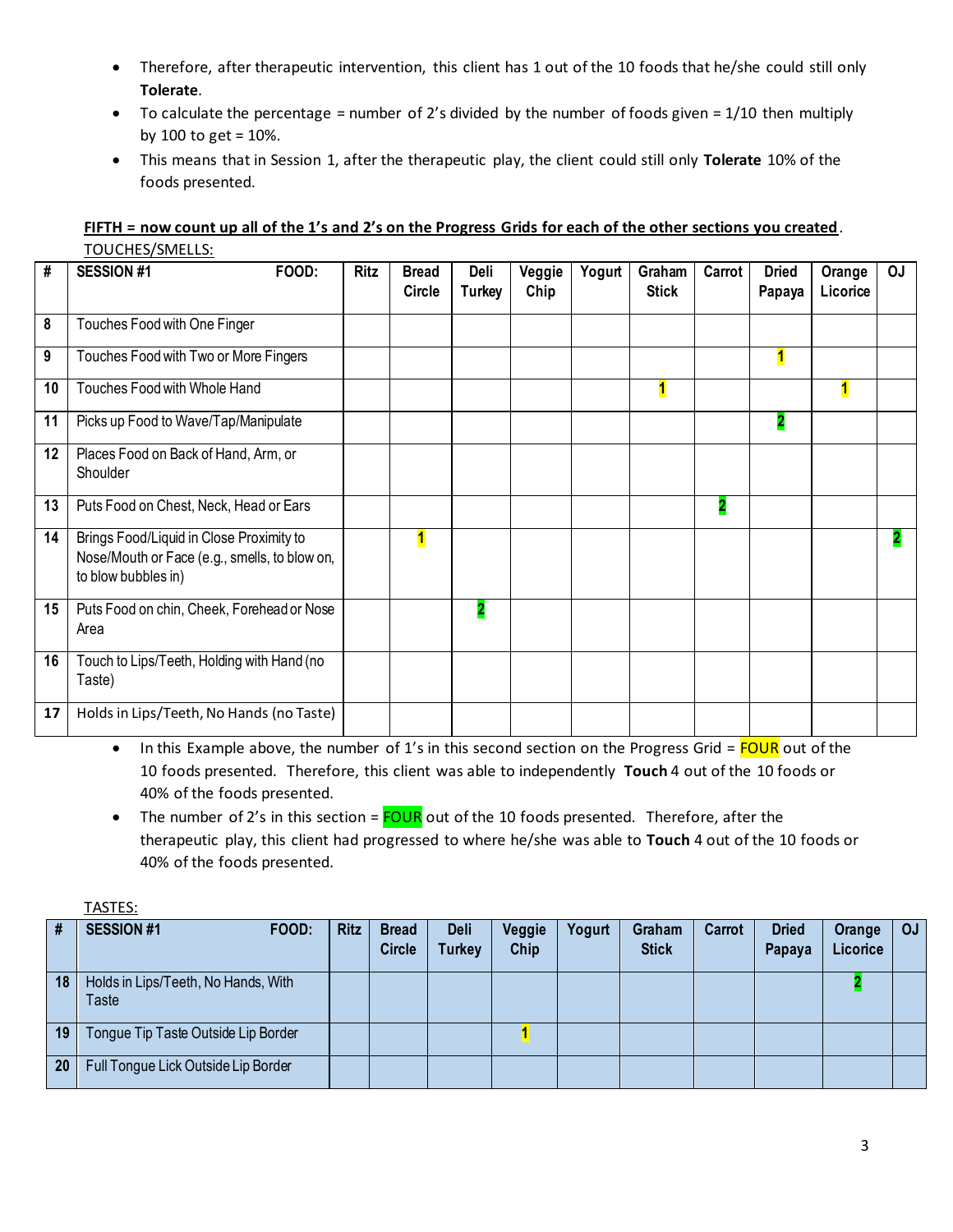- Therefore, after therapeutic intervention, this client has 1 out of the 10 foods that he/she could still only **Tolerate**.
- To calculate the percentage = number of 2's divided by the number of foods given = 1/10 then multiply by 100 to get = 10%.
- This means that in Session 1, after the therapeutic play, the client could still only **Tolerate** 10% of the foods presented.

**FIFTH = now count up all of the 1's and 2's on the Progress Grids for each of the other sections you created.**

TOUCHES/SMELLS:

| # | SESSION #1 FOOD: | Ritz | Bread Circle | Deli Turkey | Veggie Chip | Yogurt | Graham Stick | Carrot | Dried Papaya | Orange Licorice | OJ |
|---|---|---|---|---|---|---|---|---|---|---|---|
| 8 | Touches Food with One Finger | | | | | | | | | | |
| 9 | Touches Food with Two or More Fingers | | | | | | | | 1 | | |
| 10 | Touches Food with Whole Hand | | | | | | 1 | | | 1 | |
| 11 | Picks up Food to Wave/Tap/Manipulate | | | | | | | | 2 | | |
| 12 | Places Food on Back of Hand, Arm, or Shoulder | | | | | | | | | | |
| 13 | Puts Food on Chest, Neck, Head or Ears | | | | | | | 2 | | | |
| 14 | Brings Food/Liquid in Close Proximity to Nose/Mouth or Face (e.g., smells, to blow on, to blow bubbles in) | | 1 | | | | | | | | 2 |
| 15 | Puts Food on chin, Cheek, Forehead or Nose Area | | | 2 | | | | | | | |
| 16 | Touch to Lips/Teeth, Holding with Hand (no Taste) | | | | | | | | | | |
| 17 | Holds in Lips/Teeth, No Hands (no Taste) | | | | | | | | | | |

- In this Example above, the number of 1's in this second section on the Progress Grid = FOUR out of the 10 foods presented. Therefore, this client was able to independently **Touch** 4 out of the 10 foods or 40% of the foods presented.
- The number of 2's in this section = FOUR out of the 10 foods presented. Therefore, after the therapeutic play, this client had progressed to where he/she was able to **Touch** 4 out of the 10 foods or 40% of the foods presented.

TASTES:

| # | SESSION #1 FOOD: | Ritz | Bread Circle | Deli Turkey | Veggie Chip | Yogurt | Graham Stick | Carrot | Dried Papaya | Orange Licorice | OJ |
|---|---|---|---|---|---|---|---|---|---|---|---|
| 18 | Holds in Lips/Teeth, No Hands, With Taste | | | | | | | | | 2 | |
| 19 | Tongue Tip Taste Outside Lip Border | | | | 1 | | | | | | |
| 20 | Full Tongue Lick Outside Lip Border | | | | | | | | | | |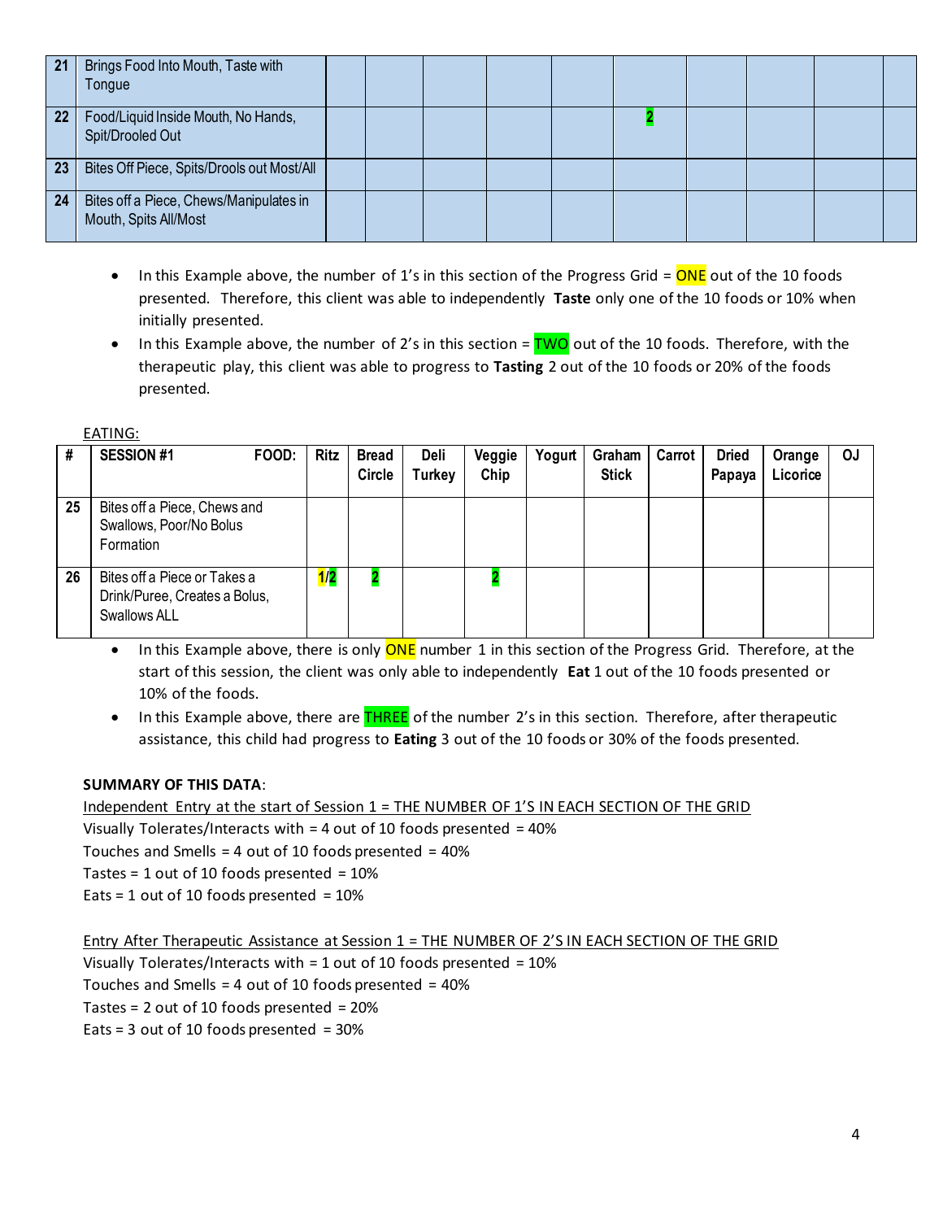| # | | | | | | | | | | | |
|---|---|---|---|---|---|---|---|---|---|---|---|
| 21 | Brings Food Into Mouth, Taste with Tongue | | | | | | | | | | |
| 22 | Food/Liquid Inside Mouth, No Hands, Spit/Drooled Out | | | | | | 2 | | | | |
| 23 | Bites Off Piece, Spits/Drools out Most/All | | | | | | | | | | |
| 24 | Bites off a Piece, Chews/Manipulates in Mouth, Spits All/Most | | | | | | | | | | |

- In this Example above, the number of 1's in this section of the Progress Grid = ONE out of the 10 foods presented. Therefore, this client was able to independently **Taste** only one of the 10 foods or 10% when initially presented.
- In this Example above, the number of 2's in this section = TWO out of the 10 foods. Therefore, with the therapeutic play, this client was able to progress to **Tasting** 2 out of the 10 foods or 20% of the foods presented.

EATING:

| # | SESSION #1 FOOD: | Ritz | Bread Circle | Deli Turkey | Veggie Chip | Yogurt | Graham Stick | Carrot | Dried Papaya | Orange Licorice | OJ |
|---|---|---|---|---|---|---|---|---|---|---|---|
| 25 | Bites off a Piece, Chews and Swallows, Poor/No Bolus Formation | | | | | | | | | | |
| 26 | Bites off a Piece or Takes a Drink/Puree, Creates a Bolus, Swallows ALL | 1/2 | 2 | | 2 | | | | | | |

- In this Example above, there is only ONE number 1 in this section of the Progress Grid. Therefore, at the start of this session, the client was only able to independently **Eat** 1 out of the 10 foods presented or 10% of the foods.
- In this Example above, there are THREE of the number 2's in this section. Therefore, after therapeutic assistance, this child had progress to **Eating** 3 out of the 10 foods or 30% of the foods presented.

**SUMMARY OF THIS DATA**:

Independent Entry at the start of Session 1 = THE NUMBER OF 1'S IN EACH SECTION OF THE GRID

Visually Tolerates/Interacts with = 4 out of 10 foods presented = 40%
Touches and Smells = 4 out of 10 foods presented = 40%
Tastes = 1 out of 10 foods presented = 10%
Eats = 1 out of 10 foods presented = 10%

Entry After Therapeutic Assistance at Session 1 = THE NUMBER OF 2'S IN EACH SECTION OF THE GRID

Visually Tolerates/Interacts with = 1 out of 10 foods presented = 10%
Touches and Smells = 4 out of 10 foods presented = 40%
Tastes = 2 out of 10 foods presented = 20%
Eats = 3 out of 10 foods presented = 30%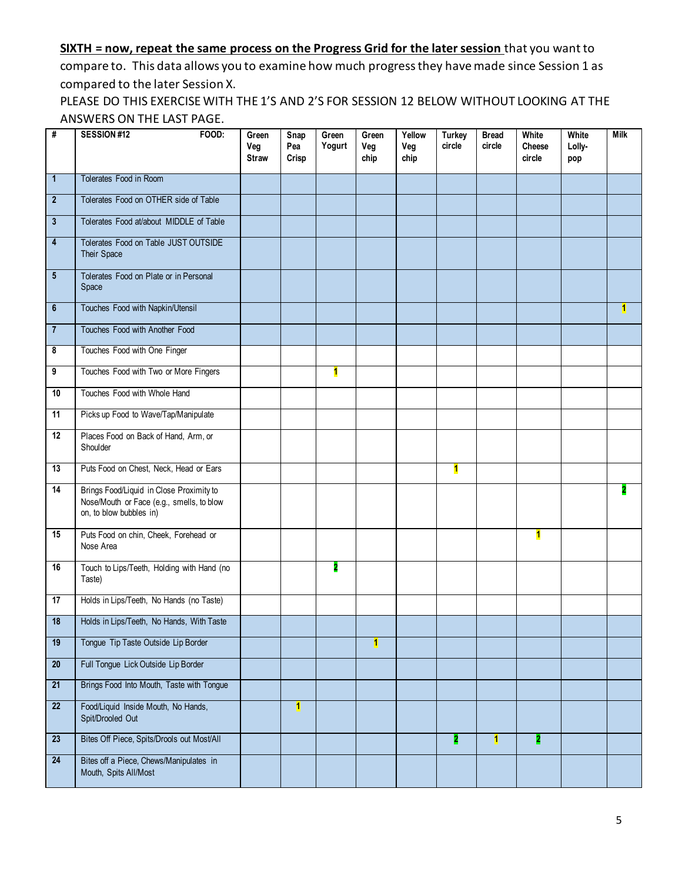**SIXTH = now, repeat the same process on the Progress Grid for the later session** that you want to compare to. This data allows you to examine how much progress they have made since Session 1 as compared to the later Session X.

PLEASE DO THIS EXERCISE WITH THE 1'S AND 2'S FOR SESSION 12 BELOW WITHOUT LOOKING AT THE ANSWERS ON THE LAST PAGE.

| # | SESSION #12 FOOD: | Green Veg Straw | Snap Pea Crisp | Green Yogurt | Green Veg chip | Yellow Veg chip | Turkey circle | Bread circle | White Cheese circle | White Lolly-pop | Milk |
|---|---|---|---|---|---|---|---|---|---|---|---|
| 1 | Tolerates Food in Room | | | | | | | | | | |
| 2 | Tolerates Food on OTHER side of Table | | | | | | | | | | |
| 3 | Tolerates Food at/about MIDDLE of Table | | | | | | | | | | |
| 4 | Tolerates Food on Table JUST OUTSIDE Their Space | | | | | | | | | | |
| 5 | Tolerates Food on Plate or in Personal Space | | | | | | | | | | |
| 6 | Touches Food with Napkin/Utensil | | | | | | | | | | 1 |
| 7 | Touches Food with Another Food | | | | | | | | | | |
| 8 | Touches Food with One Finger | | | | | | | | | | |
| 9 | Touches Food with Two or More Fingers | | | 1 | | | | | | | |
| 10 | Touches Food with Whole Hand | | | | | | | | | | |
| 11 | Picks up Food to Wave/Tap/Manipulate | | | | | | | | | | |
| 12 | Places Food on Back of Hand, Arm, or Shoulder | | | | | | | | | | |
| 13 | Puts Food on Chest, Neck, Head or Ears | | | | | | 1 | | | | |
| 14 | Brings Food/Liquid in Close Proximity to Nose/Mouth or Face (e.g., smells, to blow on, to blow bubbles in) | | | | | | | | | | 2 |
| 15 | Puts Food on chin, Cheek, Forehead or Nose Area | | | | | | | | 1 | | |
| 16 | Touch to Lips/Teeth, Holding with Hand (no Taste) | | | 2 | | | | | | | |
| 17 | Holds in Lips/Teeth, No Hands (no Taste) | | | | | | | | | | |
| 18 | Holds in Lips/Teeth, No Hands, With Taste | | | | | | | | | | |
| 19 | Tongue Tip Taste Outside Lip Border | | | | 1 | | | | | | |
| 20 | Full Tongue Lick Outside Lip Border | | | | | | | | | | |
| 21 | Brings Food Into Mouth, Taste with Tongue | | | | | | | | | | |
| 22 | Food/Liquid Inside Mouth, No Hands, Spit/Drooled Out | | 1 | | | | | | | | |
| 23 | Bites Off Piece, Spits/Drools out Most/All | | | | | | 2 | 1 | 2 | | |
| 24 | Bites off a Piece, Chews/Manipulates in Mouth, Spits All/Most | | | | | | | | | | |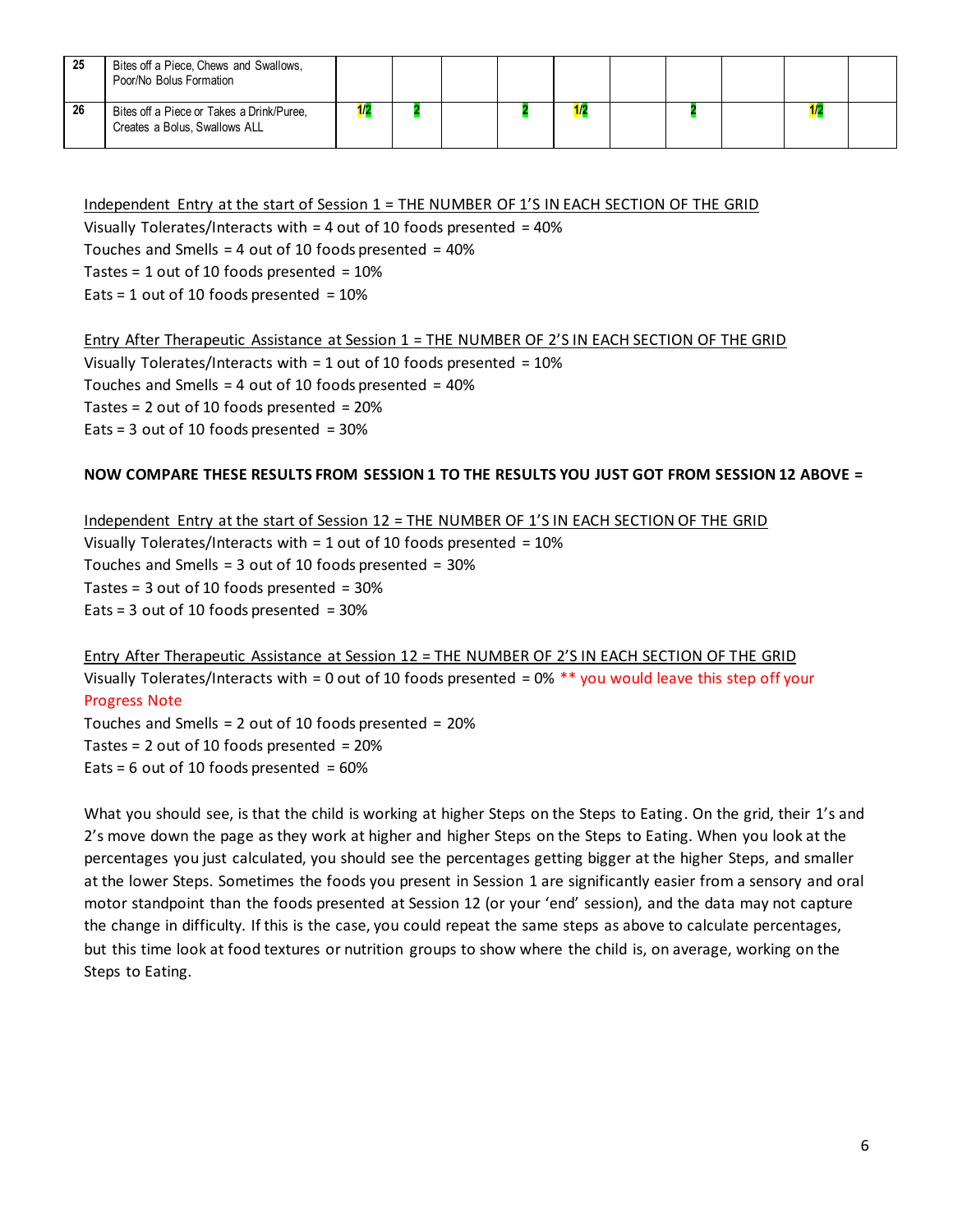| | | | | | | | | | | | |
|---|---|---|---|---|---|---|---|---|---|---|---|
| 25 | Bites off a Piece, Chews and Swallows, Poor/No Bolus Formation | | | | | | | | | | |
| 26 | Bites off a Piece or Takes a Drink/Puree, Creates a Bolus, Swallows ALL | 1/2 | 2 | | 2 | 1/2 | | 2 | | 1/2 | |

Independent Entry at the start of Session 1 = THE NUMBER OF 1'S IN EACH SECTION OF THE GRID
Visually Tolerates/Interacts with = 4 out of 10 foods presented = 40%
Touches and Smells = 4 out of 10 foods presented = 40%
Tastes = 1 out of 10 foods presented = 10%
Eats = 1 out of 10 foods presented = 10%

Entry After Therapeutic Assistance at Session 1 = THE NUMBER OF 2'S IN EACH SECTION OF THE GRID
Visually Tolerates/Interacts with = 1 out of 10 foods presented = 10%
Touches and Smells = 4 out of 10 foods presented = 40%
Tastes = 2 out of 10 foods presented = 20%
Eats = 3 out of 10 foods presented = 30%

**NOW COMPARE THESE RESULTS FROM SESSION 1 TO THE RESULTS YOU JUST GOT FROM SESSION 12 ABOVE =**

Independent Entry at the start of Session 12 = THE NUMBER OF 1'S IN EACH SECTION OF THE GRID
Visually Tolerates/Interacts with = 1 out of 10 foods presented = 10%
Touches and Smells = 3 out of 10 foods presented = 30%
Tastes = 3 out of 10 foods presented = 30%
Eats = 3 out of 10 foods presented = 30%

Entry After Therapeutic Assistance at Session 12 = THE NUMBER OF 2'S IN EACH SECTION OF THE GRID
Visually Tolerates/Interacts with = 0 out of 10 foods presented = 0% ** you would leave this step off your Progress Note
Touches and Smells = 2 out of 10 foods presented = 20%
Tastes = 2 out of 10 foods presented = 20%
Eats = 6 out of 10 foods presented = 60%

What you should see, is that the child is working at higher Steps on the Steps to Eating. On the grid, their 1's and 2's move down the page as they work at higher and higher Steps on the Steps to Eating. When you look at the percentages you just calculated, you should see the percentages getting bigger at the higher Steps, and smaller at the lower Steps. Sometimes the foods you present in Session 1 are significantly easier from a sensory and oral motor standpoint than the foods presented at Session 12 (or your 'end' session), and the data may not capture the change in difficulty. If this is the case, you could repeat the same steps as above to calculate percentages, but this time look at food textures or nutrition groups to show where the child is, on average, working on the Steps to Eating.